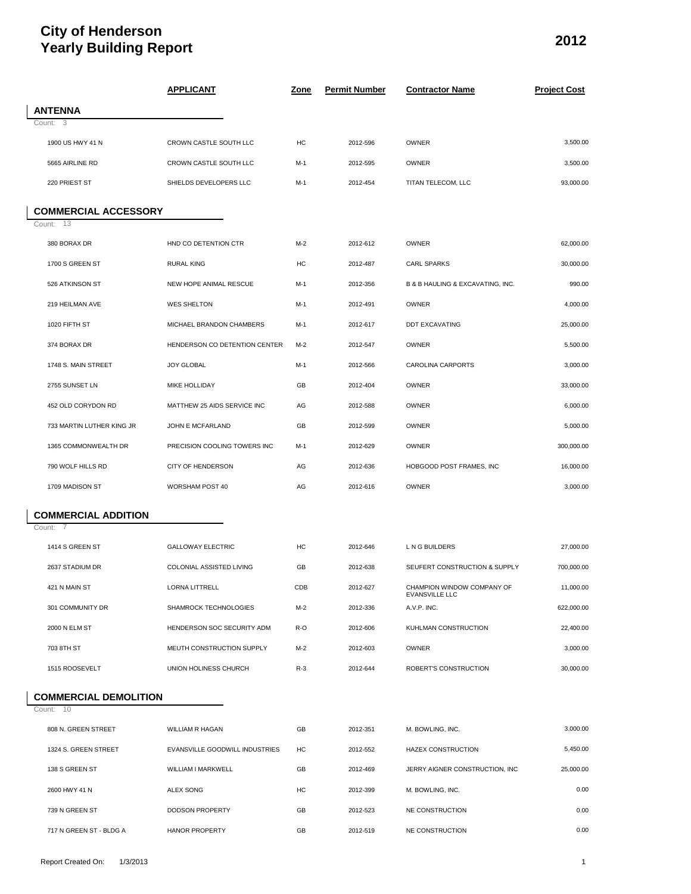# City of Henderson
# Yearly Building Report

**2012**

| | APPLICANT | Zone | Permit Number | Contractor Name | Project Cost |
|---|---|---|---|---|---|
| **ANTENNA** | | | | | |
| Count: 3 | | | | | |
| 1900 US HWY 41 N | CROWN CASTLE SOUTH LLC | HC | 2012-596 | OWNER | 3,500.00 |
| 5665 AIRLINE RD | CROWN CASTLE SOUTH LLC | M-1 | 2012-595 | OWNER | 3,500.00 |
| 220 PRIEST ST | SHIELDS DEVELOPERS LLC | M-1 | 2012-454 | TITAN TELECOM, LLC | 93,000.00 |
| **COMMERCIAL ACCESSORY** | | | | | |
| Count: 13 | | | | | |
| 380 BORAX DR | HND CO DETENTION CTR | M-2 | 2012-612 | OWNER | 62,000.00 |
| 1700 S GREEN ST | RURAL KING | HC | 2012-487 | CARL SPARKS | 30,000.00 |
| 526 ATKINSON ST | NEW HOPE ANIMAL RESCUE | M-1 | 2012-356 | B & B HAULING & EXCAVATING, INC. | 990.00 |
| 219 HEILMAN AVE | WES SHELTON | M-1 | 2012-491 | OWNER | 4,000.00 |
| 1020 FIFTH ST | MICHAEL BRANDON CHAMBERS | M-1 | 2012-617 | DDT EXCAVATING | 25,000.00 |
| 374 BORAX DR | HENDERSON CO DETENTION CENTER | M-2 | 2012-547 | OWNER | 5,500.00 |
| 1748 S. MAIN STREET | JOY GLOBAL | M-1 | 2012-566 | CAROLINA CARPORTS | 3,000.00 |
| 2755 SUNSET LN | MIKE HOLLIDAY | GB | 2012-404 | OWNER | 33,000.00 |
| 452 OLD CORYDON RD | MATTHEW 25 AIDS SERVICE INC | AG | 2012-588 | OWNER | 6,000.00 |
| 733 MARTIN LUTHER KING JR | JOHN E MCFARLAND | GB | 2012-599 | OWNER | 5,000.00 |
| 1365 COMMONWEALTH DR | PRECISION COOLING TOWERS INC | M-1 | 2012-629 | OWNER | 300,000.00 |
| 790 WOLF HILLS RD | CITY OF HENDERSON | AG | 2012-636 | HOBGOOD POST FRAMES, INC | 16,000.00 |
| 1709 MADISON ST | WORSHAM POST 40 | AG | 2012-616 | OWNER | 3,000.00 |
| **COMMERCIAL ADDITION** | | | | | |
| Count: 7 | | | | | |
| 1414 S GREEN ST | GALLOWAY ELECTRIC | HC | 2012-646 | L N G BUILDERS | 27,000.00 |
| 2637 STADIUM DR | COLONIAL ASSISTED LIVING | GB | 2012-638 | SEUFERT CONSTRUCTION & SUPPLY | 700,000.00 |
| 421 N MAIN ST | LORNA LITTRELL | CDB | 2012-627 | CHAMPION WINDOW COMPANY OF EVANSVILLE LLC | 11,000.00 |
| 301 COMMUNITY DR | SHAMROCK TECHNOLOGIES | M-2 | 2012-336 | A.V.P. INC. | 622,000.00 |
| 2000 N ELM ST | HENDERSON SOC SECURITY ADM | R-O | 2012-606 | KUHLMAN CONSTRUCTION | 22,400.00 |
| 703 8TH ST | MEUTH CONSTRUCTION SUPPLY | M-2 | 2012-603 | OWNER | 3,000.00 |
| 1515 ROOSEVELT | UNION HOLINESS CHURCH | R-3 | 2012-644 | ROBERT'S CONSTRUCTION | 30,000.00 |
| **COMMERCIAL DEMOLITION** | | | | | |
| Count: 10 | | | | | |
| 808 N. GREEN STREET | WILLIAM R HAGAN | GB | 2012-351 | M. BOWLING, INC. | 3,000.00 |
| 1324 S. GREEN STREET | EVANSVILLE GOODWILL INDUSTRIES | HC | 2012-552 | HAZEX CONSTRUCTION | 5,450.00 |
| 138 S GREEN ST | WILLIAM I MARKWELL | GB | 2012-469 | JERRY AIGNER CONSTRUCTION, INC | 25,000.00 |
| 2600 HWY 41 N | ALEX SONG | HC | 2012-399 | M. BOWLING, INC. | 0.00 |
| 739 N GREEN ST | DODSON PROPERTY | GB | 2012-523 | NE CONSTRUCTION | 0.00 |
| 717 N GREEN ST - BLDG A | HANOR PROPERTY | GB | 2012-519 | NE CONSTRUCTION | 0.00 |

Report Created On: 1/3/2013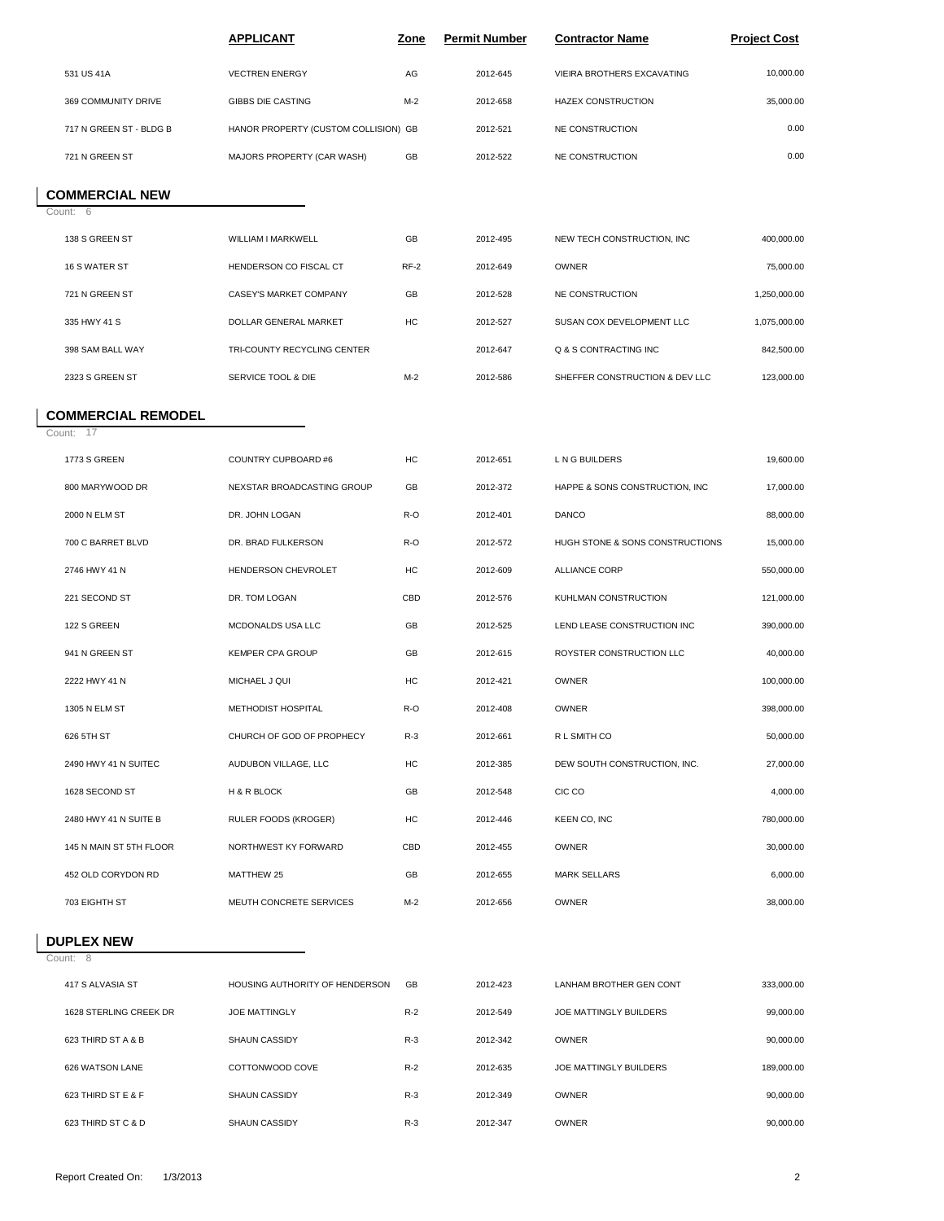| | APPLICANT | Zone | Permit Number | Contractor Name | Project Cost |
|---|---|---|---|---|---|
| 531 US 41A | VECTREN ENERGY | AG | 2012-645 | VIEIRA BROTHERS EXCAVATING | 10,000.00 |
| 369 COMMUNITY DRIVE | GIBBS DIE CASTING | M-2 | 2012-658 | HAZEX CONSTRUCTION | 35,000.00 |
| 717 N GREEN ST - BLDG B | HANOR PROPERTY (CUSTOM COLLISION) | GB | 2012-521 | NE CONSTRUCTION | 0.00 |
| 721 N GREEN ST | MAJORS PROPERTY (CAR WASH) | GB | 2012-522 | NE CONSTRUCTION | 0.00 |

## COMMERCIAL NEW

Count: 6

| | APPLICANT | Zone | Permit Number | Contractor Name | Project Cost |
|---|---|---|---|---|---|
| 138 S GREEN ST | WILLIAM I MARKWELL | GB | 2012-495 | NEW TECH CONSTRUCTION, INC | 400,000.00 |
| 16 S WATER ST | HENDERSON CO FISCAL CT | RF-2 | 2012-649 | OWNER | 75,000.00 |
| 721 N GREEN ST | CASEY'S MARKET COMPANY | GB | 2012-528 | NE CONSTRUCTION | 1,250,000.00 |
| 335 HWY 41 S | DOLLAR GENERAL MARKET | HC | 2012-527 | SUSAN COX DEVELOPMENT LLC | 1,075,000.00 |
| 398 SAM BALL WAY | TRI-COUNTY RECYCLING CENTER | | 2012-647 | Q & S CONTRACTING INC | 842,500.00 |
| 2323 S GREEN ST | SERVICE TOOL & DIE | M-2 | 2012-586 | SHEFFER CONSTRUCTION & DEV LLC | 123,000.00 |

## COMMERCIAL REMODEL

Count: 17

| | APPLICANT | Zone | Permit Number | Contractor Name | Project Cost |
|---|---|---|---|---|---|
| 1773 S GREEN | COUNTRY CUPBOARD #6 | HC | 2012-651 | L N G BUILDERS | 19,600.00 |
| 800 MARYWOOD DR | NEXSTAR BROADCASTING GROUP | GB | 2012-372 | HAPPE & SONS CONSTRUCTION, INC | 17,000.00 |
| 2000 N ELM ST | DR. JOHN LOGAN | R-O | 2012-401 | DANCO | 88,000.00 |
| 700 C BARRET BLVD | DR. BRAD FULKERSON | R-O | 2012-572 | HUGH STONE & SONS CONSTRUCTIONS | 15,000.00 |
| 2746 HWY 41 N | HENDERSON CHEVROLET | HC | 2012-609 | ALLIANCE CORP | 550,000.00 |
| 221 SECOND ST | DR. TOM LOGAN | CBD | 2012-576 | KUHLMAN CONSTRUCTION | 121,000.00 |
| 122 S GREEN | MCDONALDS USA LLC | GB | 2012-525 | LEND LEASE CONSTRUCTION INC | 390,000.00 |
| 941 N GREEN ST | KEMPER CPA GROUP | GB | 2012-615 | ROYSTER CONSTRUCTION LLC | 40,000.00 |
| 2222 HWY 41 N | MICHAEL J QUI | HC | 2012-421 | OWNER | 100,000.00 |
| 1305 N ELM ST | METHODIST HOSPITAL | R-O | 2012-408 | OWNER | 398,000.00 |
| 626 5TH ST | CHURCH OF GOD OF PROPHECY | R-3 | 2012-661 | R L SMITH CO | 50,000.00 |
| 2490 HWY 41 N SUITEC | AUDUBON VILLAGE, LLC | HC | 2012-385 | DEW SOUTH CONSTRUCTION, INC. | 27,000.00 |
| 1628 SECOND ST | H & R BLOCK | GB | 2012-548 | CIC CO | 4,000.00 |
| 2480 HWY 41 N SUITE B | RULER FOODS (KROGER) | HC | 2012-446 | KEEN CO, INC | 780,000.00 |
| 145 N MAIN ST 5TH FLOOR | NORTHWEST KY FORWARD | CBD | 2012-455 | OWNER | 30,000.00 |
| 452 OLD CORYDON RD | MATTHEW 25 | GB | 2012-655 | MARK SELLARS | 6,000.00 |
| 703 EIGHTH ST | MEUTH CONCRETE SERVICES | M-2 | 2012-656 | OWNER | 38,000.00 |

## DUPLEX NEW

Count: 8

| | APPLICANT | Zone | Permit Number | Contractor Name | Project Cost |
|---|---|---|---|---|---|
| 417 S ALVASIA ST | HOUSING AUTHORITY OF HENDERSON | GB | 2012-423 | LANHAM BROTHER GEN CONT | 333,000.00 |
| 1628 STERLING CREEK DR | JOE MATTINGLY | R-2 | 2012-549 | JOE MATTINGLY BUILDERS | 99,000.00 |
| 623 THIRD ST A & B | SHAUN CASSIDY | R-3 | 2012-342 | OWNER | 90,000.00 |
| 626 WATSON LANE | COTTONWOOD COVE | R-2 | 2012-635 | JOE MATTINGLY BUILDERS | 189,000.00 |
| 623 THIRD ST E & F | SHAUN CASSIDY | R-3 | 2012-349 | OWNER | 90,000.00 |
| 623 THIRD ST C & D | SHAUN CASSIDY | R-3 | 2012-347 | OWNER | 90,000.00 |

Report Created On: 1/3/2013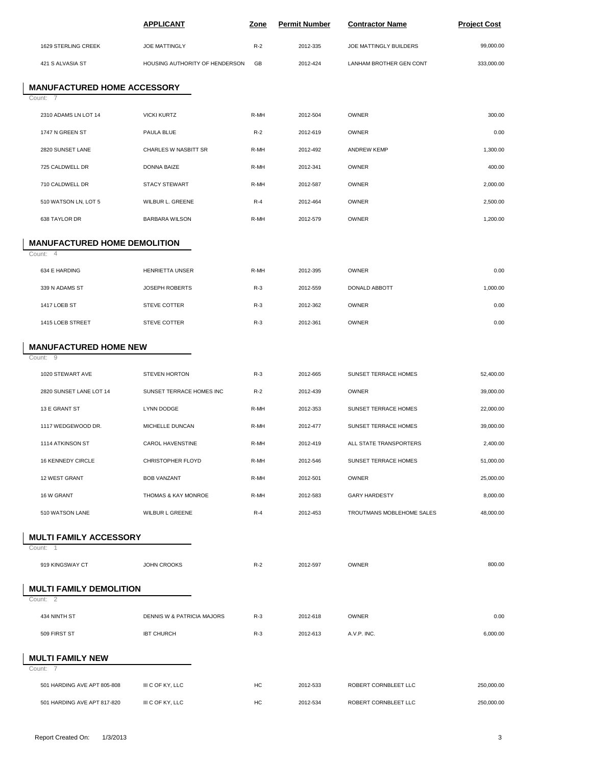| | APPLICANT | Zone | Permit Number | Contractor Name | Project Cost |
|---|---|---|---|---|---|
| 1629 STERLING CREEK | JOE MATTINGLY | R-2 | 2012-335 | JOE MATTINGLY BUILDERS | 99,000.00 |
| 421 S ALVASIA ST | HOUSING AUTHORITY OF HENDERSON | GB | 2012-424 | LANHAM BROTHER GEN CONT | 333,000.00 |

## MANUFACTURED HOME ACCESSORY

Count: 7

| | APPLICANT | Zone | Permit Number | Contractor Name | Project Cost |
|---|---|---|---|---|---|
| 2310 ADAMS LN LOT 14 | VICKI KURTZ | R-MH | 2012-504 | OWNER | 300.00 |
| 1747 N GREEN ST | PAULA BLUE | R-2 | 2012-619 | OWNER | 0.00 |
| 2820 SUNSET LANE | CHARLES W NASBITT SR | R-MH | 2012-492 | ANDREW KEMP | 1,300.00 |
| 725 CALDWELL DR | DONNA BAIZE | R-MH | 2012-341 | OWNER | 400.00 |
| 710 CALDWELL DR | STACY STEWART | R-MH | 2012-587 | OWNER | 2,000.00 |
| 510 WATSON LN, LOT 5 | WILBUR L. GREENE | R-4 | 2012-464 | OWNER | 2,500.00 |
| 638 TAYLOR DR | BARBARA WILSON | R-MH | 2012-579 | OWNER | 1,200.00 |

## MANUFACTURED HOME DEMOLITION

Count: 4

| | APPLICANT | Zone | Permit Number | Contractor Name | Project Cost |
|---|---|---|---|---|---|
| 634 E HARDING | HENRIETTA UNSER | R-MH | 2012-395 | OWNER | 0.00 |
| 339 N ADAMS ST | JOSEPH ROBERTS | R-3 | 2012-559 | DONALD ABBOTT | 1,000.00 |
| 1417 LOEB ST | STEVE COTTER | R-3 | 2012-362 | OWNER | 0.00 |
| 1415 LOEB STREET | STEVE COTTER | R-3 | 2012-361 | OWNER | 0.00 |

## MANUFACTURED HOME NEW

Count: 9

| | APPLICANT | Zone | Permit Number | Contractor Name | Project Cost |
|---|---|---|---|---|---|
| 1020 STEWART AVE | STEVEN HORTON | R-3 | 2012-665 | SUNSET TERRACE HOMES | 52,400.00 |
| 2820 SUNSET LANE LOT 14 | SUNSET TERRACE HOMES INC | R-2 | 2012-439 | OWNER | 39,000.00 |
| 13 E GRANT ST | LYNN DODGE | R-MH | 2012-353 | SUNSET TERRACE HOMES | 22,000.00 |
| 1117 WEDGEWOOD DR. | MICHELLE DUNCAN | R-MH | 2012-477 | SUNSET TERRACE HOMES | 39,000.00 |
| 1114 ATKINSON ST | CAROL HAVENSTINE | R-MH | 2012-419 | ALL STATE TRANSPORTERS | 2,400.00 |
| 16 KENNEDY CIRCLE | CHRISTOPHER FLOYD | R-MH | 2012-546 | SUNSET TERRACE HOMES | 51,000.00 |
| 12 WEST GRANT | BOB VANZANT | R-MH | 2012-501 | OWNER | 25,000.00 |
| 16 W GRANT | THOMAS & KAY MONROE | R-MH | 2012-583 | GARY HARDESTY | 8,000.00 |
| 510 WATSON LANE | WILBUR L GREENE | R-4 | 2012-453 | TROUTMANS MOBLEHOME SALES | 48,000.00 |

## MULTI FAMILY ACCESSORY

Count: 1

| | APPLICANT | Zone | Permit Number | Contractor Name | Project Cost |
|---|---|---|---|---|---|
| 919 KINGSWAY CT | JOHN CROOKS | R-2 | 2012-597 | OWNER | 800.00 |

## MULTI FAMILY DEMOLITION

Count: 2

| | APPLICANT | Zone | Permit Number | Contractor Name | Project Cost |
|---|---|---|---|---|---|
| 434 NINTH ST | DENNIS W & PATRICIA MAJORS | R-3 | 2012-618 | OWNER | 0.00 |
| 509 FIRST ST | IBT CHURCH | R-3 | 2012-613 | A.V.P. INC. | 6,000.00 |

## MULTI FAMILY NEW

Count: 7

| | APPLICANT | Zone | Permit Number | Contractor Name | Project Cost |
|---|---|---|---|---|---|
| 501 HARDING AVE APT 805-808 | III C OF KY, LLC | HC | 2012-533 | ROBERT CORNBLEET LLC | 250,000.00 |
| 501 HARDING AVE APT 817-820 | III C OF KY, LLC | HC | 2012-534 | ROBERT CORNBLEET LLC | 250,000.00 |

Report Created On: 1/3/2013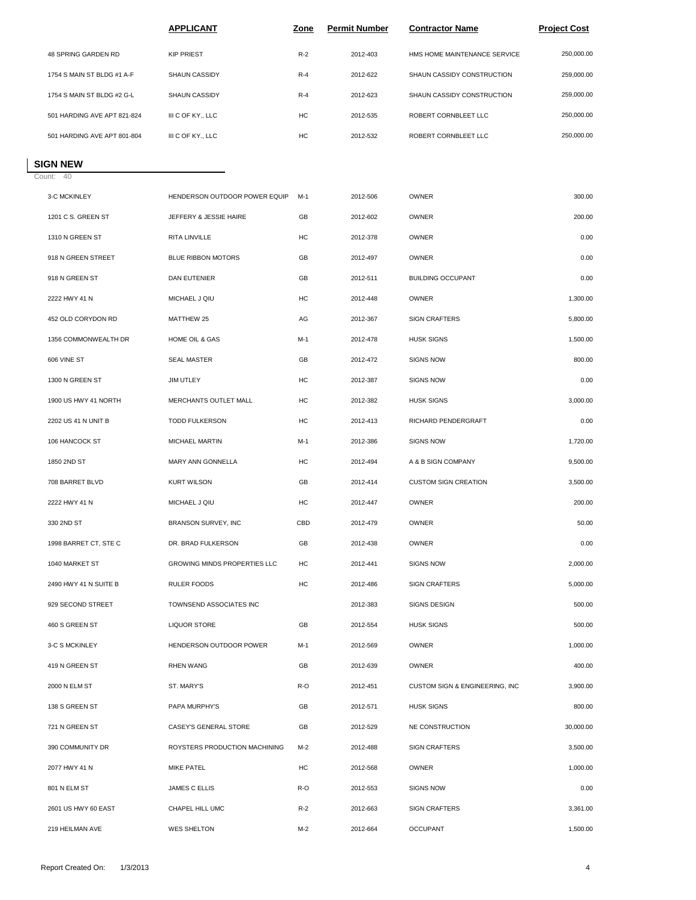| | APPLICANT | Zone | Permit Number | Contractor Name | Project Cost |
|---|---|---|---|---|---|
| 48 SPRING GARDEN RD | KIP PRIEST | R-2 | 2012-403 | HMS HOME MAINTENANCE SERVICE | 250,000.00 |
| 1754 S MAIN ST BLDG #1 A-F | SHAUN CASSIDY | R-4 | 2012-622 | SHAUN CASSIDY CONSTRUCTION | 259,000.00 |
| 1754 S MAIN ST BLDG #2 G-L | SHAUN CASSIDY | R-4 | 2012-623 | SHAUN CASSIDY CONSTRUCTION | 259,000.00 |
| 501 HARDING AVE APT 821-824 | III C OF KY., LLC | HC | 2012-535 | ROBERT CORNBLEET LLC | 250,000.00 |
| 501 HARDING AVE APT 801-804 | III C OF KY., LLC | HC | 2012-532 | ROBERT CORNBLEET LLC | 250,000.00 |

## SIGN NEW

Count: 40

| | APPLICANT | Zone | Permit Number | Contractor Name | Project Cost |
|---|---|---|---|---|---|
| 3-C MCKINLEY | HENDERSON OUTDOOR POWER EQUIP | M-1 | 2012-506 | OWNER | 300.00 |
| 1201 C S. GREEN ST | JEFFERY & JESSIE HAIRE | GB | 2012-602 | OWNER | 200.00 |
| 1310 N GREEN ST | RITA LINVILLE | HC | 2012-378 | OWNER | 0.00 |
| 918 N GREEN STREET | BLUE RIBBON MOTORS | GB | 2012-497 | OWNER | 0.00 |
| 918 N GREEN ST | DAN EUTENIER | GB | 2012-511 | BUILDING OCCUPANT | 0.00 |
| 2222 HWY 41 N | MICHAEL J QIU | HC | 2012-448 | OWNER | 1,300.00 |
| 452 OLD CORYDON RD | MATTHEW 25 | AG | 2012-367 | SIGN CRAFTERS | 5,800.00 |
| 1356 COMMONWEALTH DR | HOME OIL & GAS | M-1 | 2012-478 | HUSK SIGNS | 1,500.00 |
| 606 VINE ST | SEAL MASTER | GB | 2012-472 | SIGNS NOW | 800.00 |
| 1300 N GREEN ST | JIM UTLEY | HC | 2012-387 | SIGNS NOW | 0.00 |
| 1900 US HWY 41 NORTH | MERCHANTS OUTLET MALL | HC | 2012-382 | HUSK SIGNS | 3,000.00 |
| 2202 US 41 N UNIT B | TODD FULKERSON | HC | 2012-413 | RICHARD PENDERGRAFT | 0.00 |
| 106 HANCOCK ST | MICHAEL MARTIN | M-1 | 2012-386 | SIGNS NOW | 1,720.00 |
| 1850 2ND ST | MARY ANN GONNELLA | HC | 2012-494 | A & B SIGN COMPANY | 9,500.00 |
| 708 BARRET BLVD | KURT WILSON | GB | 2012-414 | CUSTOM SIGN CREATION | 3,500.00 |
| 2222 HWY 41 N | MICHAEL J QIU | HC | 2012-447 | OWNER | 200.00 |
| 330 2ND ST | BRANSON SURVEY, INC | CBD | 2012-479 | OWNER | 50.00 |
| 1998 BARRET CT, STE C | DR. BRAD FULKERSON | GB | 2012-438 | OWNER | 0.00 |
| 1040 MARKET ST | GROWING MINDS PROPERTIES LLC | HC | 2012-441 | SIGNS NOW | 2,000.00 |
| 2490 HWY 41 N SUITE B | RULER FOODS | HC | 2012-486 | SIGN CRAFTERS | 5,000.00 |
| 929 SECOND STREET | TOWNSEND ASSOCIATES INC | | 2012-383 | SIGNS DESIGN | 500.00 |
| 460 S GREEN ST | LIQUOR STORE | GB | 2012-554 | HUSK SIGNS | 500.00 |
| 3-C S MCKINLEY | HENDERSON OUTDOOR POWER | M-1 | 2012-569 | OWNER | 1,000.00 |
| 419 N GREEN ST | RHEN WANG | GB | 2012-639 | OWNER | 400.00 |
| 2000 N ELM ST | ST. MARY'S | R-O | 2012-451 | CUSTOM SIGN & ENGINEERING, INC | 3,900.00 |
| 138 S GREEN ST | PAPA MURPHY'S | GB | 2012-571 | HUSK SIGNS | 800.00 |
| 721 N GREEN ST | CASEY'S GENERAL STORE | GB | 2012-529 | NE CONSTRUCTION | 30,000.00 |
| 390 COMMUNITY DR | ROYSTERS PRODUCTION MACHINING | M-2 | 2012-488 | SIGN CRAFTERS | 3,500.00 |
| 2077 HWY 41 N | MIKE PATEL | HC | 2012-568 | OWNER | 1,000.00 |
| 801 N ELM ST | JAMES C ELLIS | R-O | 2012-553 | SIGNS NOW | 0.00 |
| 2601 US HWY 60 EAST | CHAPEL HILL UMC | R-2 | 2012-663 | SIGN CRAFTERS | 3,361.00 |
| 219 HEILMAN AVE | WES SHELTON | M-2 | 2012-664 | OCCUPANT | 1,500.00 |

Report Created On: 1/3/2013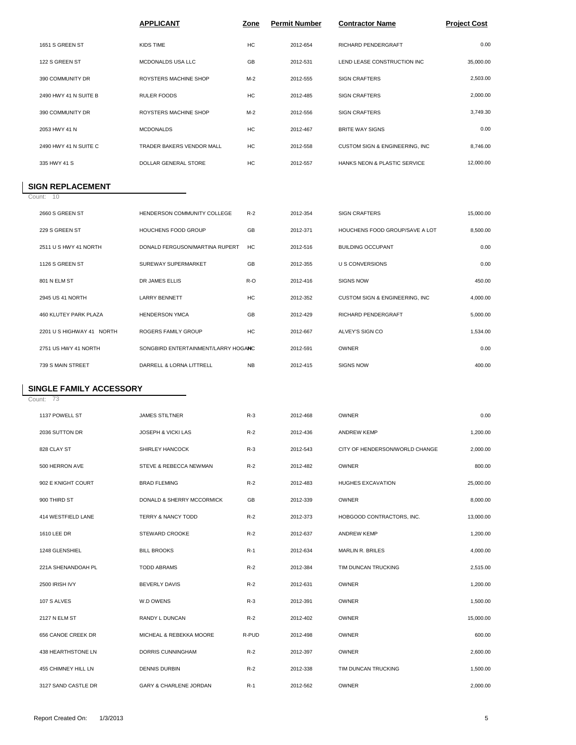| | APPLICANT | Zone | Permit Number | Contractor Name | Project Cost |
|---|---|---|---|---|---|
| 1651 S GREEN ST | KIDS TIME | HC | 2012-654 | RICHARD PENDERGRAFT | 0.00 |
| 122 S GREEN ST | MCDONALDS USA LLC | GB | 2012-531 | LEND LEASE CONSTRUCTION INC | 35,000.00 |
| 390 COMMUNITY DR | ROYSTERS MACHINE SHOP | M-2 | 2012-555 | SIGN CRAFTERS | 2,503.00 |
| 2490 HWY 41 N SUITE B | RULER FOODS | HC | 2012-485 | SIGN CRAFTERS | 2,000.00 |
| 390 COMMUNITY DR | ROYSTERS MACHINE SHOP | M-2 | 2012-556 | SIGN CRAFTERS | 3,749.30 |
| 2053 HWY 41 N | MCDONALDS | HC | 2012-467 | BRITE WAY SIGNS | 0.00 |
| 2490 HWY 41 N SUITE C | TRADER BAKERS VENDOR MALL | HC | 2012-558 | CUSTOM SIGN & ENGINEERING, INC | 8,746.00 |
| 335 HWY 41 S | DOLLAR GENERAL STORE | HC | 2012-557 | HANKS NEON & PLASTIC SERVICE | 12,000.00 |

## SIGN REPLACEMENT

Count: 10

| | APPLICANT | Zone | Permit Number | Contractor Name | Project Cost |
|---|---|---|---|---|---|
| 2660 S GREEN ST | HENDERSON COMMUNITY COLLEGE | R-2 | 2012-354 | SIGN CRAFTERS | 15,000.00 |
| 229 S GREEN ST | HOUCHENS FOOD GROUP | GB | 2012-371 | HOUCHENS FOOD GROUP/SAVE A LOT | 8,500.00 |
| 2511 U S HWY 41 NORTH | DONALD FERGUSON/MARTINA RUPERT | HC | 2012-516 | BUILDING OCCUPANT | 0.00 |
| 1126 S GREEN ST | SUREWAY SUPERMARKET | GB | 2012-355 | U S CONVERSIONS | 0.00 |
| 801 N ELM ST | DR JAMES ELLIS | R-O | 2012-416 | SIGNS NOW | 450.00 |
| 2945 US 41 NORTH | LARRY BENNETT | HC | 2012-352 | CUSTOM SIGN & ENGINEERING, INC | 4,000.00 |
| 460 KLUTEY PARK PLAZA | HENDERSON YMCA | GB | 2012-429 | RICHARD PENDERGRAFT | 5,000.00 |
| 2201 U S HIGHWAY 41 NORTH | ROGERS FAMILY GROUP | HC | 2012-667 | ALVEY'S SIGN CO | 1,534.00 |
| 2751 US HWY 41 NORTH | SONGBIRD ENTERTAINMENT/LARRY HOGAN | HC | 2012-591 | OWNER | 0.00 |
| 739 S MAIN STREET | DARRELL & LORNA LITTRELL | NB | 2012-415 | SIGNS NOW | 400.00 |

## SINGLE FAMILY ACCESSORY

Count: 73

| | APPLICANT | Zone | Permit Number | Contractor Name | Project Cost |
|---|---|---|---|---|---|
| 1137 POWELL ST | JAMES STILTNER | R-3 | 2012-468 | OWNER | 0.00 |
| 2036 SUTTON DR | JOSEPH & VICKI LAS | R-2 | 2012-436 | ANDREW KEMP | 1,200.00 |
| 828 CLAY ST | SHIRLEY HANCOCK | R-3 | 2012-543 | CITY OF HENDERSON/WORLD CHANGE | 2,000.00 |
| 500 HERRON AVE | STEVE & REBECCA NEWMAN | R-2 | 2012-482 | OWNER | 800.00 |
| 902 E KNIGHT COURT | BRAD FLEMING | R-2 | 2012-483 | HUGHES EXCAVATION | 25,000.00 |
| 900 THIRD ST | DONALD & SHERRY MCCORMICK | GB | 2012-339 | OWNER | 8,000.00 |
| 414 WESTFIELD LANE | TERRY & NANCY TODD | R-2 | 2012-373 | HOBGOOD CONTRACTORS, INC. | 13,000.00 |
| 1610 LEE DR | STEWARD CROOKE | R-2 | 2012-637 | ANDREW KEMP | 1,200.00 |
| 1248 GLENSHIEL | BILL BROOKS | R-1 | 2012-634 | MARLIN R. BRILES | 4,000.00 |
| 221A SHENANDOAH PL | TODD ABRAMS | R-2 | 2012-384 | TIM DUNCAN TRUCKING | 2,515.00 |
| 2500 IRISH IVY | BEVERLY DAVIS | R-2 | 2012-631 | OWNER | 1,200.00 |
| 107 S ALVES | W.D OWENS | R-3 | 2012-391 | OWNER | 1,500.00 |
| 2127 N ELM ST | RANDY L DUNCAN | R-2 | 2012-402 | OWNER | 15,000.00 |
| 656 CANOE CREEK DR | MICHEAL & REBEKKA MOORE | R-PUD | 2012-498 | OWNER | 600.00 |
| 438 HEARTHSTONE LN | DORRIS CUNNINGHAM | R-2 | 2012-397 | OWNER | 2,600.00 |
| 455 CHIMNEY HILL LN | DENNIS DURBIN | R-2 | 2012-338 | TIM DUNCAN TRUCKING | 1,500.00 |
| 3127 SAND CASTLE DR | GARY & CHARLENE JORDAN | R-1 | 2012-562 | OWNER | 2,000.00 |

Report Created On: 1/3/2013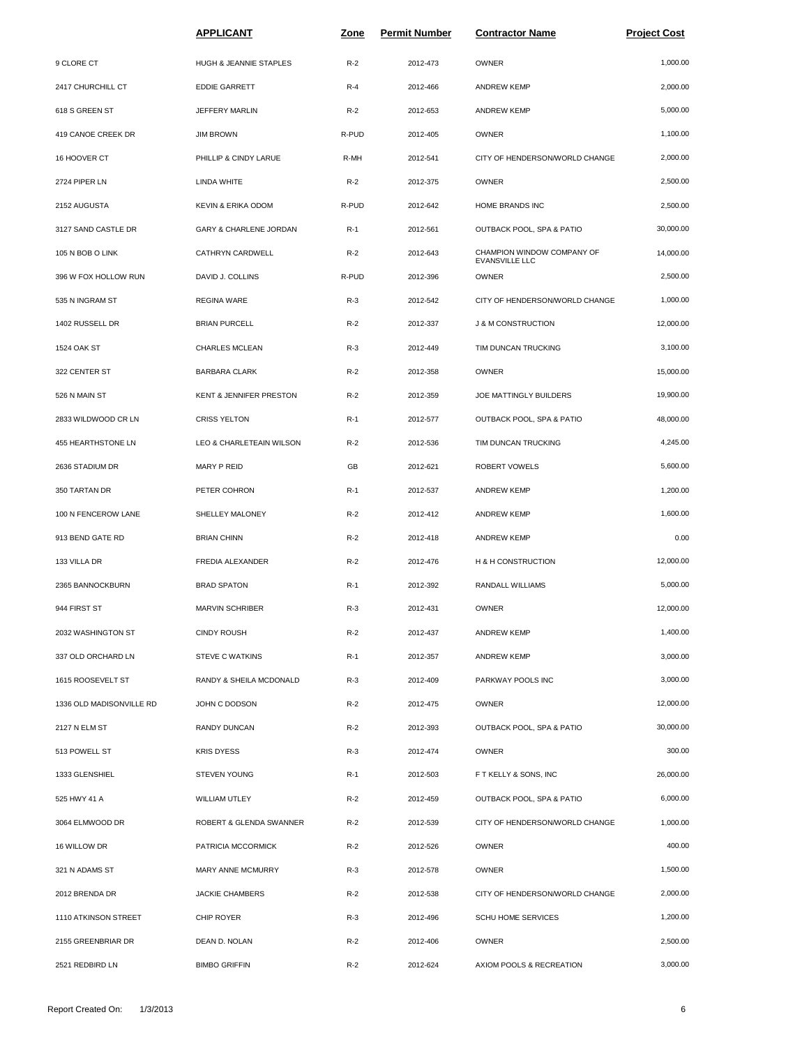| | APPLICANT | Zone | Permit Number | Contractor Name | Project Cost |
|---|---|---|---|---|---|
| 9 CLORE CT | HUGH & JEANNIE STAPLES | R-2 | 2012-473 | OWNER | 1,000.00 |
| 2417 CHURCHILL CT | EDDIE GARRETT | R-4 | 2012-466 | ANDREW KEMP | 2,000.00 |
| 618 S GREEN ST | JEFFERY MARLIN | R-2 | 2012-653 | ANDREW KEMP | 5,000.00 |
| 419 CANOE CREEK DR | JIM BROWN | R-PUD | 2012-405 | OWNER | 1,100.00 |
| 16 HOOVER CT | PHILLIP & CINDY LARUE | R-MH | 2012-541 | CITY OF HENDERSON/WORLD CHANGE | 2,000.00 |
| 2724 PIPER LN | LINDA WHITE | R-2 | 2012-375 | OWNER | 2,500.00 |
| 2152 AUGUSTA | KEVIN & ERIKA ODOM | R-PUD | 2012-642 | HOME BRANDS INC | 2,500.00 |
| 3127 SAND CASTLE DR | GARY & CHARLENE JORDAN | R-1 | 2012-561 | OUTBACK POOL, SPA & PATIO | 30,000.00 |
| 105 N BOB O LINK | CATHRYN CARDWELL | R-2 | 2012-643 | CHAMPION WINDOW COMPANY OF EVANSVILLE LLC | 14,000.00 |
| 396 W FOX HOLLOW RUN | DAVID J. COLLINS | R-PUD | 2012-396 | OWNER | 2,500.00 |
| 535 N INGRAM ST | REGINA WARE | R-3 | 2012-542 | CITY OF HENDERSON/WORLD CHANGE | 1,000.00 |
| 1402 RUSSELL DR | BRIAN PURCELL | R-2 | 2012-337 | J & M CONSTRUCTION | 12,000.00 |
| 1524 OAK ST | CHARLES MCLEAN | R-3 | 2012-449 | TIM DUNCAN TRUCKING | 3,100.00 |
| 322 CENTER ST | BARBARA CLARK | R-2 | 2012-358 | OWNER | 15,000.00 |
| 526 N MAIN ST | KENT & JENNIFER PRESTON | R-2 | 2012-359 | JOE MATTINGLY BUILDERS | 19,900.00 |
| 2833 WILDWOOD CR LN | CRISS YELTON | R-1 | 2012-577 | OUTBACK POOL, SPA & PATIO | 48,000.00 |
| 455 HEARTHSTONE LN | LEO & CHARLETEAIN WILSON | R-2 | 2012-536 | TIM DUNCAN TRUCKING | 4,245.00 |
| 2636 STADIUM DR | MARY P REID | GB | 2012-621 | ROBERT VOWELS | 5,600.00 |
| 350 TARTAN DR | PETER COHRON | R-1 | 2012-537 | ANDREW KEMP | 1,200.00 |
| 100 N FENCEROW LANE | SHELLEY MALONEY | R-2 | 2012-412 | ANDREW KEMP | 1,600.00 |
| 913 BEND GATE RD | BRIAN CHINN | R-2 | 2012-418 | ANDREW KEMP | 0.00 |
| 133 VILLA DR | FREDIA ALEXANDER | R-2 | 2012-476 | H & H CONSTRUCTION | 12,000.00 |
| 2365 BANNOCKBURN | BRAD SPATON | R-1 | 2012-392 | RANDALL WILLIAMS | 5,000.00 |
| 944 FIRST ST | MARVIN SCHRIBER | R-3 | 2012-431 | OWNER | 12,000.00 |
| 2032 WASHINGTON ST | CINDY ROUSH | R-2 | 2012-437 | ANDREW KEMP | 1,400.00 |
| 337 OLD ORCHARD LN | STEVE C WATKINS | R-1 | 2012-357 | ANDREW KEMP | 3,000.00 |
| 1615 ROOSEVELT ST | RANDY & SHEILA MCDONALD | R-3 | 2012-409 | PARKWAY POOLS INC | 3,000.00 |
| 1336 OLD MADISONVILLE RD | JOHN C DODSON | R-2 | 2012-475 | OWNER | 12,000.00 |
| 2127 N ELM ST | RANDY DUNCAN | R-2 | 2012-393 | OUTBACK POOL, SPA & PATIO | 30,000.00 |
| 513 POWELL ST | KRIS DYESS | R-3 | 2012-474 | OWNER | 300.00 |
| 1333 GLENSHIEL | STEVEN YOUNG | R-1 | 2012-503 | F T KELLY & SONS, INC | 26,000.00 |
| 525 HWY 41 A | WILLIAM UTLEY | R-2 | 2012-459 | OUTBACK POOL, SPA & PATIO | 6,000.00 |
| 3064 ELMWOOD DR | ROBERT & GLENDA SWANNER | R-2 | 2012-539 | CITY OF HENDERSON/WORLD CHANGE | 1,000.00 |
| 16 WILLOW DR | PATRICIA MCCORMICK | R-2 | 2012-526 | OWNER | 400.00 |
| 321 N ADAMS ST | MARY ANNE MCMURRY | R-3 | 2012-578 | OWNER | 1,500.00 |
| 2012 BRENDA DR | JACKIE CHAMBERS | R-2 | 2012-538 | CITY OF HENDERSON/WORLD CHANGE | 2,000.00 |
| 1110 ATKINSON STREET | CHIP ROYER | R-3 | 2012-496 | SCHU HOME SERVICES | 1,200.00 |
| 2155 GREENBRIAR DR | DEAN D. NOLAN | R-2 | 2012-406 | OWNER | 2,500.00 |
| 2521 REDBIRD LN | BIMBO GRIFFIN | R-2 | 2012-624 | AXIOM POOLS & RECREATION | 3,000.00 |

Report Created On: 1/3/2013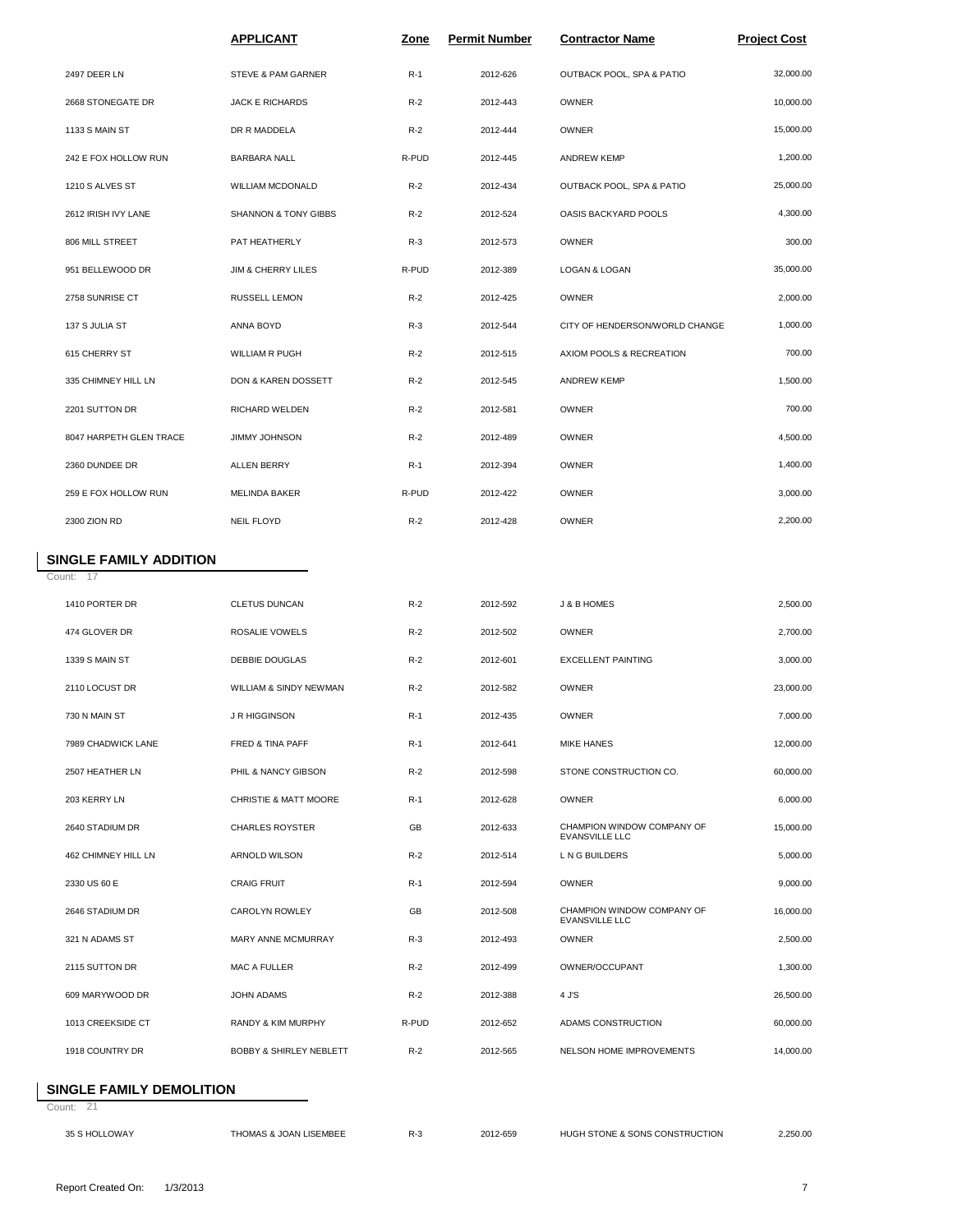| | APPLICANT | Zone | Permit Number | Contractor Name | Project Cost |
|---|---|---|---|---|---|
| 2497 DEER LN | STEVE & PAM GARNER | R-1 | 2012-626 | OUTBACK POOL, SPA & PATIO | 32,000.00 |
| 2668 STONEGATE DR | JACK E RICHARDS | R-2 | 2012-443 | OWNER | 10,000.00 |
| 1133 S MAIN ST | DR R MADDELA | R-2 | 2012-444 | OWNER | 15,000.00 |
| 242 E FOX HOLLOW RUN | BARBARA NALL | R-PUD | 2012-445 | ANDREW KEMP | 1,200.00 |
| 1210 S ALVES ST | WILLIAM MCDONALD | R-2 | 2012-434 | OUTBACK POOL, SPA & PATIO | 25,000.00 |
| 2612 IRISH IVY LANE | SHANNON & TONY GIBBS | R-2 | 2012-524 | OASIS BACKYARD POOLS | 4,300.00 |
| 806 MILL STREET | PAT HEATHERLY | R-3 | 2012-573 | OWNER | 300.00 |
| 951 BELLEWOOD DR | JIM & CHERRY LILES | R-PUD | 2012-389 | LOGAN & LOGAN | 35,000.00 |
| 2758 SUNRISE CT | RUSSELL LEMON | R-2 | 2012-425 | OWNER | 2,000.00 |
| 137 S JULIA ST | ANNA BOYD | R-3 | 2012-544 | CITY OF HENDERSON/WORLD CHANGE | 1,000.00 |
| 615 CHERRY ST | WILLIAM R PUGH | R-2 | 2012-515 | AXIOM POOLS & RECREATION | 700.00 |
| 335 CHIMNEY HILL LN | DON & KAREN DOSSETT | R-2 | 2012-545 | ANDREW KEMP | 1,500.00 |
| 2201 SUTTON DR | RICHARD WELDEN | R-2 | 2012-581 | OWNER | 700.00 |
| 8047 HARPETH GLEN TRACE | JIMMY JOHNSON | R-2 | 2012-489 | OWNER | 4,500.00 |
| 2360 DUNDEE DR | ALLEN BERRY | R-1 | 2012-394 | OWNER | 1,400.00 |
| 259 E FOX HOLLOW RUN | MELINDA BAKER | R-PUD | 2012-422 | OWNER | 3,000.00 |
| 2300 ZION RD | NEIL FLOYD | R-2 | 2012-428 | OWNER | 2,200.00 |

## SINGLE FAMILY ADDITION

Count: 17

| | APPLICANT | Zone | Permit Number | Contractor Name | Project Cost |
|---|---|---|---|---|---|
| 1410 PORTER DR | CLETUS DUNCAN | R-2 | 2012-592 | J & B HOMES | 2,500.00 |
| 474 GLOVER DR | ROSALIE VOWELS | R-2 | 2012-502 | OWNER | 2,700.00 |
| 1339 S MAIN ST | DEBBIE DOUGLAS | R-2 | 2012-601 | EXCELLENT PAINTING | 3,000.00 |
| 2110 LOCUST DR | WILLIAM & SINDY NEWMAN | R-2 | 2012-582 | OWNER | 23,000.00 |
| 730 N MAIN ST | J R HIGGINSON | R-1 | 2012-435 | OWNER | 7,000.00 |
| 7989 CHADWICK LANE | FRED & TINA PAFF | R-1 | 2012-641 | MIKE HANES | 12,000.00 |
| 2507 HEATHER LN | PHIL & NANCY GIBSON | R-2 | 2012-598 | STONE CONSTRUCTION CO. | 60,000.00 |
| 203 KERRY LN | CHRISTIE & MATT MOORE | R-1 | 2012-628 | OWNER | 6,000.00 |
| 2640 STADIUM DR | CHARLES ROYSTER | GB | 2012-633 | CHAMPION WINDOW COMPANY OF EVANSVILLE LLC | 15,000.00 |
| 462 CHIMNEY HILL LN | ARNOLD WILSON | R-2 | 2012-514 | L N G BUILDERS | 5,000.00 |
| 2330 US 60 E | CRAIG FRUIT | R-1 | 2012-594 | OWNER | 9,000.00 |
| 2646 STADIUM DR | CAROLYN ROWLEY | GB | 2012-508 | CHAMPION WINDOW COMPANY OF EVANSVILLE LLC | 16,000.00 |
| 321 N ADAMS ST | MARY ANNE MCMURRAY | R-3 | 2012-493 | OWNER | 2,500.00 |
| 2115 SUTTON DR | MAC A FULLER | R-2 | 2012-499 | OWNER/OCCUPANT | 1,300.00 |
| 609 MARYWOOD DR | JOHN ADAMS | R-2 | 2012-388 | 4 J'S | 26,500.00 |
| 1013 CREEKSIDE CT | RANDY & KIM MURPHY | R-PUD | 2012-652 | ADAMS CONSTRUCTION | 60,000.00 |
| 1918 COUNTRY DR | BOBBY & SHIRLEY NEBLETT | R-2 | 2012-565 | NELSON HOME IMPROVEMENTS | 14,000.00 |

## SINGLE FAMILY DEMOLITION

Count: 21

| | APPLICANT | Zone | Permit Number | Contractor Name | Project Cost |
|---|---|---|---|---|---|
| 35 S HOLLOWAY | THOMAS & JOAN LISEMBEE | R-3 | 2012-659 | HUGH STONE & SONS CONSTRUCTION | 2,250.00 |

Report Created On: 1/3/2013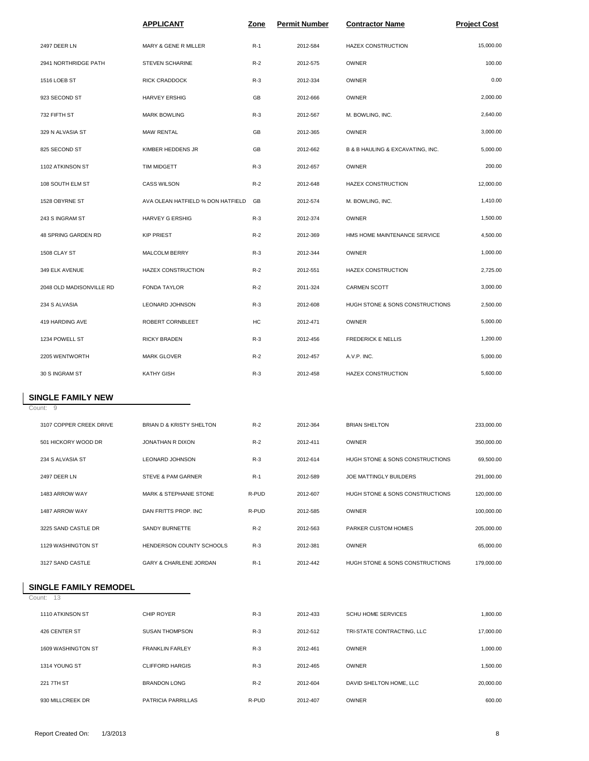| | APPLICANT | Zone | Permit Number | Contractor Name | Project Cost |
|---|---|---|---|---|---|
| 2497 DEER LN | MARY & GENE R MILLER | R-1 | 2012-584 | HAZEX CONSTRUCTION | 15,000.00 |
| 2941 NORTHRIDGE PATH | STEVEN SCHARINE | R-2 | 2012-575 | OWNER | 100.00 |
| 1516 LOEB ST | RICK CRADDOCK | R-3 | 2012-334 | OWNER | 0.00 |
| 923 SECOND ST | HARVEY ERSHIG | GB | 2012-666 | OWNER | 2,000.00 |
| 732 FIFTH ST | MARK BOWLING | R-3 | 2012-567 | M. BOWLING, INC. | 2,640.00 |
| 329 N ALVASIA ST | MAW RENTAL | GB | 2012-365 | OWNER | 3,000.00 |
| 825 SECOND ST | KIMBER HEDDENS JR | GB | 2012-662 | B & B HAULING & EXCAVATING, INC. | 5,000.00 |
| 1102 ATKINSON ST | TIM MIDGETT | R-3 | 2012-657 | OWNER | 200.00 |
| 108 SOUTH ELM ST | CASS WILSON | R-2 | 2012-648 | HAZEX CONSTRUCTION | 12,000.00 |
| 1528 OBYRNE ST | AVA OLEAN HATFIELD % DON HATFIELD | GB | 2012-574 | M. BOWLING, INC. | 1,410.00 |
| 243 S INGRAM ST | HARVEY G ERSHIG | R-3 | 2012-374 | OWNER | 1,500.00 |
| 48 SPRING GARDEN RD | KIP PRIEST | R-2 | 2012-369 | HMS HOME MAINTENANCE SERVICE | 4,500.00 |
| 1508 CLAY ST | MALCOLM BERRY | R-3 | 2012-344 | OWNER | 1,000.00 |
| 349 ELK AVENUE | HAZEX CONSTRUCTION | R-2 | 2012-551 | HAZEX CONSTRUCTION | 2,725.00 |
| 2048 OLD MADISONVILLE RD | FONDA TAYLOR | R-2 | 2011-324 | CARMEN SCOTT | 3,000.00 |
| 234 S ALVASIA | LEONARD JOHNSON | R-3 | 2012-608 | HUGH STONE & SONS CONSTRUCTIONS | 2,500.00 |
| 419 HARDING AVE | ROBERT CORNBLEET | HC | 2012-471 | OWNER | 5,000.00 |
| 1234 POWELL ST | RICKY BRADEN | R-3 | 2012-456 | FREDERICK E NELLIS | 1,200.00 |
| 2205 WENTWORTH | MARK GLOVER | R-2 | 2012-457 | A.V.P. INC. | 5,000.00 |
| 30 S INGRAM ST | KATHY GISH | R-3 | 2012-458 | HAZEX CONSTRUCTION | 5,600.00 |

## SINGLE FAMILY NEW

Count: 9

| | APPLICANT | Zone | Permit Number | Contractor Name | Project Cost |
|---|---|---|---|---|---|
| 3107 COPPER CREEK DRIVE | BRIAN D & KRISTY SHELTON | R-2 | 2012-364 | BRIAN SHELTON | 233,000.00 |
| 501 HICKORY WOOD DR | JONATHAN R DIXON | R-2 | 2012-411 | OWNER | 350,000.00 |
| 234 S ALVASIA ST | LEONARD JOHNSON | R-3 | 2012-614 | HUGH STONE & SONS CONSTRUCTIONS | 69,500.00 |
| 2497 DEER LN | STEVE & PAM GARNER | R-1 | 2012-589 | JOE MATTINGLY BUILDERS | 291,000.00 |
| 1483 ARROW WAY | MARK & STEPHANIE STONE | R-PUD | 2012-607 | HUGH STONE & SONS CONSTRUCTIONS | 120,000.00 |
| 1487 ARROW WAY | DAN FRITTS PROP. INC | R-PUD | 2012-585 | OWNER | 100,000.00 |
| 3225 SAND CASTLE DR | SANDY BURNETTE | R-2 | 2012-563 | PARKER CUSTOM HOMES | 205,000.00 |
| 1129 WASHINGTON ST | HENDERSON COUNTY SCHOOLS | R-3 | 2012-381 | OWNER | 65,000.00 |
| 3127 SAND CASTLE | GARY & CHARLENE JORDAN | R-1 | 2012-442 | HUGH STONE & SONS CONSTRUCTIONS | 179,000.00 |

## SINGLE FAMILY REMODEL

Count: 13

| | APPLICANT | Zone | Permit Number | Contractor Name | Project Cost |
|---|---|---|---|---|---|
| 1110 ATKINSON ST | CHIP ROYER | R-3 | 2012-433 | SCHU HOME SERVICES | 1,800.00 |
| 426 CENTER ST | SUSAN THOMPSON | R-3 | 2012-512 | TRI-STATE CONTRACTING, LLC | 17,000.00 |
| 1609 WASHINGTON ST | FRANKLIN FARLEY | R-3 | 2012-461 | OWNER | 1,000.00 |
| 1314 YOUNG ST | CLIFFORD HARGIS | R-3 | 2012-465 | OWNER | 1,500.00 |
| 221 7TH ST | BRANDON LONG | R-2 | 2012-604 | DAVID SHELTON HOME, LLC | 20,000.00 |
| 930 MILLCREEK DR | PATRICIA PARRILLAS | R-PUD | 2012-407 | OWNER | 600.00 |

Report Created On: 1/3/2013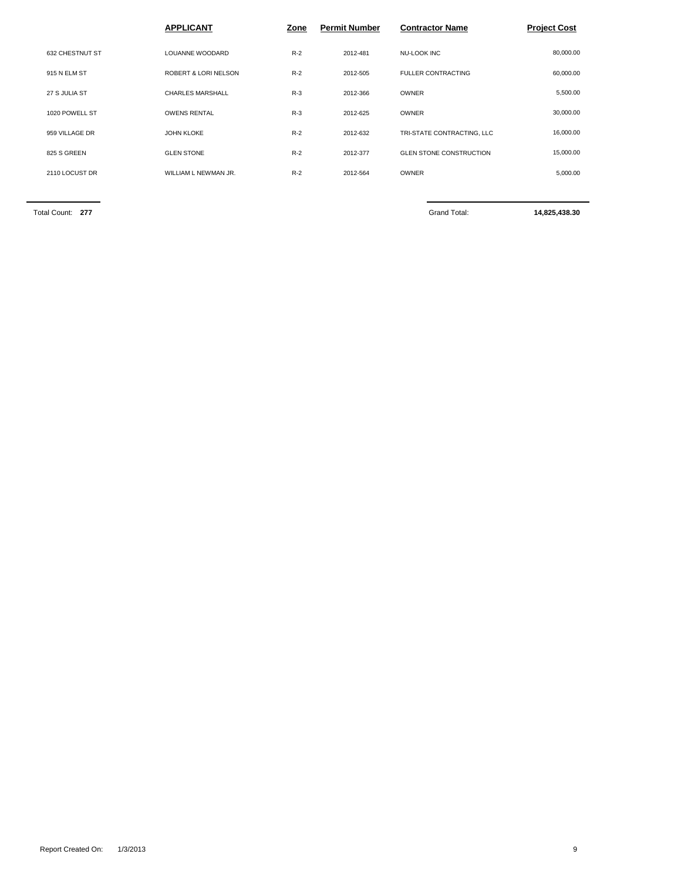| | APPLICANT | Zone | Permit Number | Contractor Name | Project Cost |
|---|---|---|---|---|---|
| 632 CHESTNUT ST | LOUANNE WOODARD | R-2 | 2012-481 | NU-LOOK INC | 80,000.00 |
| 915 N ELM ST | ROBERT & LORI NELSON | R-2 | 2012-505 | FULLER CONTRACTING | 60,000.00 |
| 27 S JULIA ST | CHARLES MARSHALL | R-3 | 2012-366 | OWNER | 5,500.00 |
| 1020 POWELL ST | OWENS RENTAL | R-3 | 2012-625 | OWNER | 30,000.00 |
| 959 VILLAGE DR | JOHN KLOKE | R-2 | 2012-632 | TRI-STATE CONTRACTING, LLC | 16,000.00 |
| 825 S GREEN | GLEN STONE | R-2 | 2012-377 | GLEN STONE CONSTRUCTION | 15,000.00 |
| 2110 LOCUST DR | WILLIAM L NEWMAN JR. | R-2 | 2012-564 | OWNER | 5,000.00 |

Total Count: **277**

Grand Total: **14,825,438.30**

Report Created On: 1/3/2013